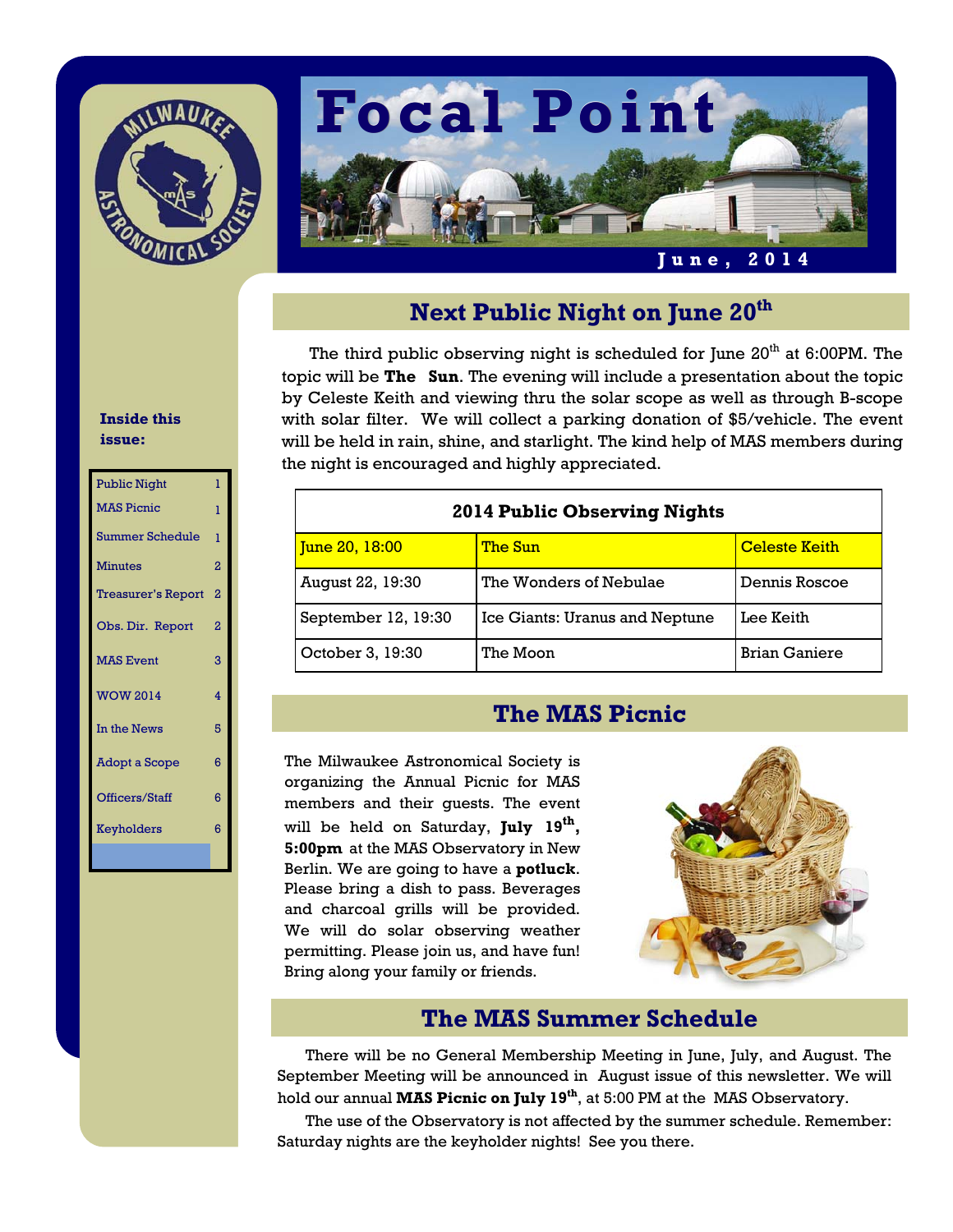# Focal Point

**June, 2014**

**Inside this issue:**

| | |
|---|---|
| Public Night | 1 |
| MAS Picnic | 1 |
| Summer Schedule | 1 |
| Minutes | 2 |
| Treasurer's Report | 2 |
| Obs. Dir. Report | 2 |
| MAS Event | 3 |
| WOW 2014 | 4 |
| In the News | 5 |
| Adopt a Scope | 6 |
| Officers/Staff | 6 |
| Keyholders | 6 |

## Next Public Night on June 20th

The third public observing night is scheduled for June 20th at 6:00PM. The topic will be **The Sun**. The evening will include a presentation about the topic by Celeste Keith and viewing thru the solar scope as well as through B-scope with solar filter. We will collect a parking donation of $5/vehicle. The event will be held in rain, shine, and starlight. The kind help of MAS members during the night is encouraged and highly appreciated.

| 2014 Public Observing Nights | | |
|---|---|---|
| June 20, 18:00 | The Sun | Celeste Keith |
| August 22, 19:30 | The Wonders of Nebulae | Dennis Roscoe |
| September 12, 19:30 | Ice Giants: Uranus and Neptune | Lee Keith |
| October 3, 19:30 | The Moon | Brian Ganiere |

## The MAS Picnic

The Milwaukee Astronomical Society is organizing the Annual Picnic for MAS members and their guests. The event will be held on Saturday, **July 19th, 5:00pm** at the MAS Observatory in New Berlin. We are going to have a **potluck**. Please bring a dish to pass. Beverages and charcoal grills will be provided. We will do solar observing weather permitting. Please join us, and have fun! Bring along your family or friends.

## The MAS Summer Schedule

There will be no General Membership Meeting in June, July, and August. The September Meeting will be announced in August issue of this newsletter. We will hold our annual **MAS Picnic on July 19th**, at 5:00 PM at the MAS Observatory.

The use of the Observatory is not affected by the summer schedule. Remember: Saturday nights are the keyholder nights! See you there.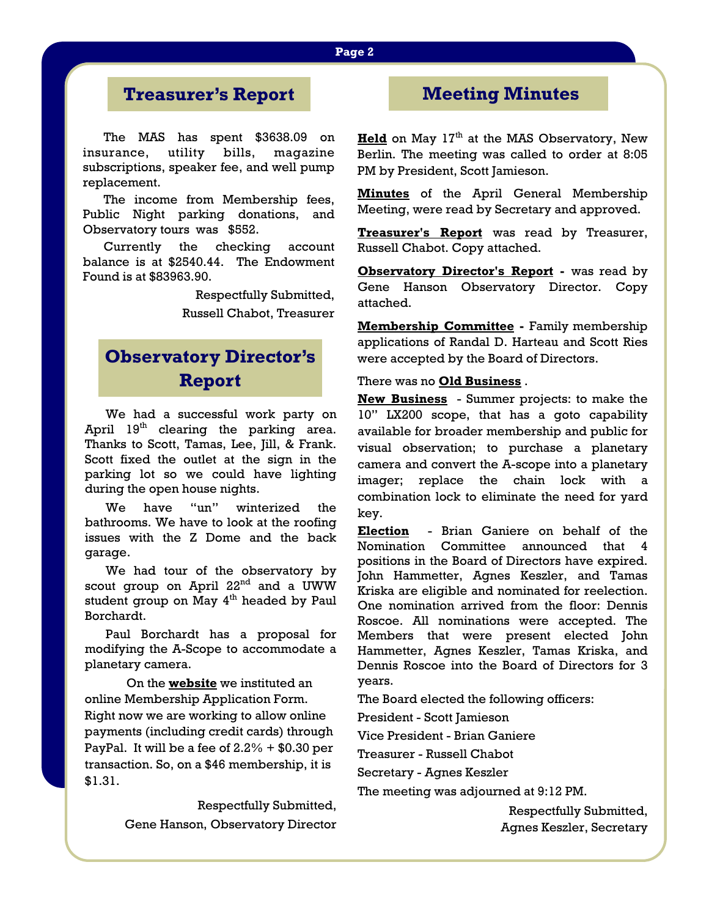## Treasurer's Report

The MAS has spent $3638.09 on insurance, utility bills, magazine subscriptions, speaker fee, and well pump replacement.

The income from Membership fees, Public Night parking donations, and Observatory tours was $552.

Currently the checking account balance is at $2540.44. The Endowment Found is at $83963.90.

Respectfully Submitted,
Russell Chabot, Treasurer

## Observatory Director's Report

We had a successful work party on April 19th clearing the parking area. Thanks to Scott, Tamas, Lee, Jill, & Frank. Scott fixed the outlet at the sign in the parking lot so we could have lighting during the open house nights.

We have "un" winterized the bathrooms. We have to look at the roofing issues with the Z Dome and the back garage.

We had tour of the observatory by scout group on April 22nd and a UWW student group on May 4th headed by Paul Borchardt.

Paul Borchardt has a proposal for modifying the A-Scope to accommodate a planetary camera.

On the **website** we instituted an online Membership Application Form. Right now we are working to allow online payments (including credit cards) through PayPal. It will be a fee of 2.2% + $0.30 per transaction. So, on a $46 membership, it is $1.31.

Respectfully Submitted,
Gene Hanson, Observatory Director

## Meeting Minutes

**Held** on May 17th at the MAS Observatory, New Berlin. The meeting was called to order at 8:05 PM by President, Scott Jamieson.

**Minutes** of the April General Membership Meeting, were read by Secretary and approved.

**Treasurer's Report** was read by Treasurer, Russell Chabot. Copy attached.

**Observatory Director's Report** - was read by Gene Hanson Observatory Director. Copy attached.

**Membership Committee** - Family membership applications of Randal D. Harteau and Scott Ries were accepted by the Board of Directors.

There was no **Old Business** .

**New Business** - Summer projects: to make the 10" LX200 scope, that has a goto capability available for broader membership and public for visual observation; to purchase a planetary camera and convert the A-scope into a planetary imager; replace the chain lock with a combination lock to eliminate the need for yard key.

**Election** - Brian Ganiere on behalf of the Nomination Committee announced that 4 positions in the Board of Directors have expired. John Hammetter, Agnes Keszler, and Tamas Kriska are eligible and nominated for reelection. One nomination arrived from the floor: Dennis Roscoe. All nominations were accepted. The Members that were present elected John Hammetter, Agnes Keszler, Tamas Kriska, and Dennis Roscoe into the Board of Directors for 3 years.

The Board elected the following officers:

President - Scott Jamieson

Vice President - Brian Ganiere

Treasurer - Russell Chabot

Secretary - Agnes Keszler

The meeting was adjourned at 9:12 PM.

Respectfully Submitted,
Agnes Keszler, Secretary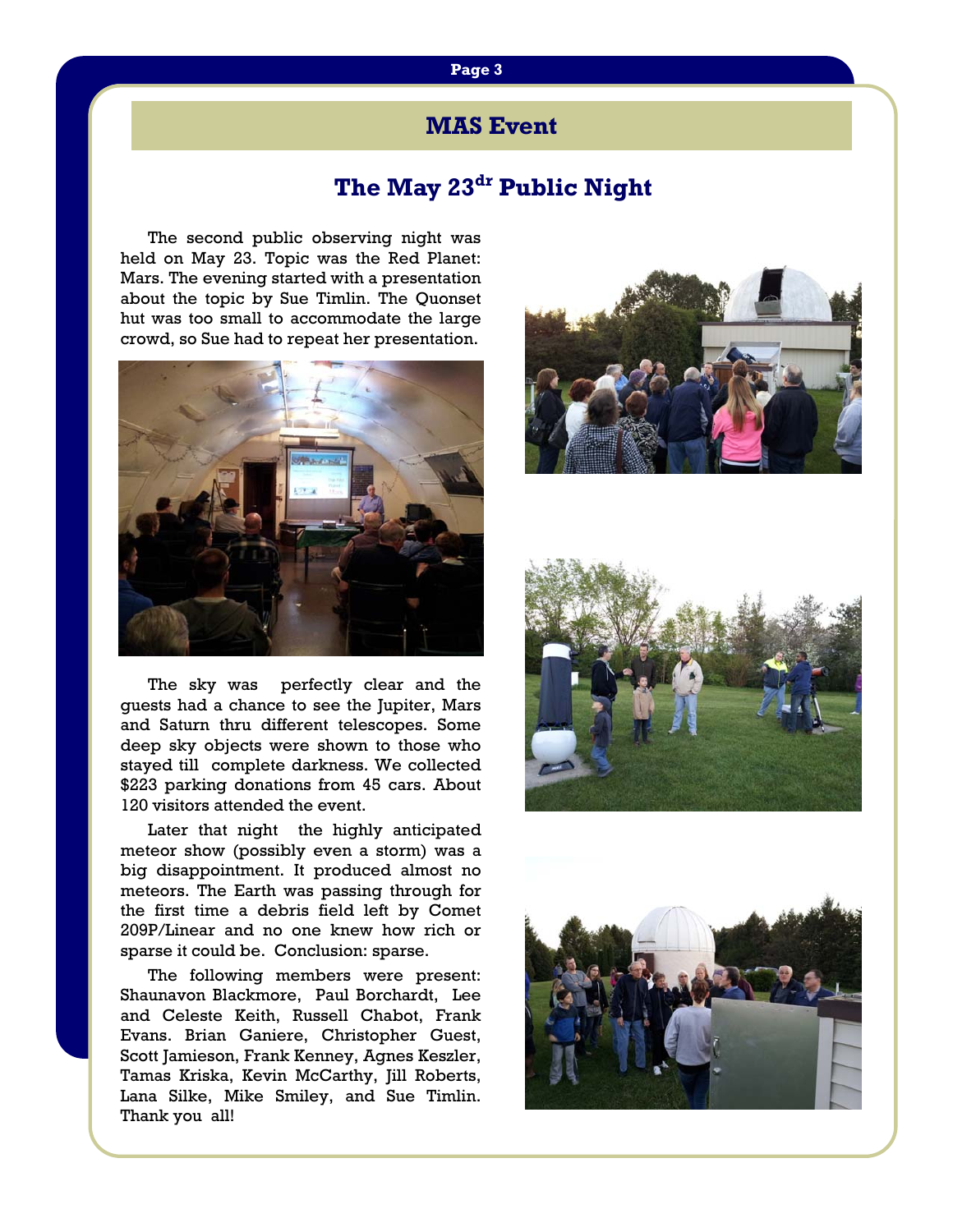## MAS Event

# The May 23dr Public Night

The second public observing night was held on May 23. Topic was the Red Planet: Mars. The evening started with a presentation about the topic by Sue Timlin. The Quonset hut was too small to accommodate the large crowd, so Sue had to repeat her presentation.

The sky was perfectly clear and the guests had a chance to see the Jupiter, Mars and Saturn thru different telescopes. Some deep sky objects were shown to those who stayed till complete darkness. We collected $223 parking donations from 45 cars. About 120 visitors attended the event.

Later that night the highly anticipated meteor show (possibly even a storm) was a big disappointment. It produced almost no meteors. The Earth was passing through for the first time a debris field left by Comet 209P/Linear and no one knew how rich or sparse it could be. Conclusion: sparse.

The following members were present: Shaunavon Blackmore, Paul Borchardt, Lee and Celeste Keith, Russell Chabot, Frank Evans. Brian Ganiere, Christopher Guest, Scott Jamieson, Frank Kenney, Agnes Keszler, Tamas Kriska, Kevin McCarthy, Jill Roberts, Lana Silke, Mike Smiley, and Sue Timlin. Thank you all!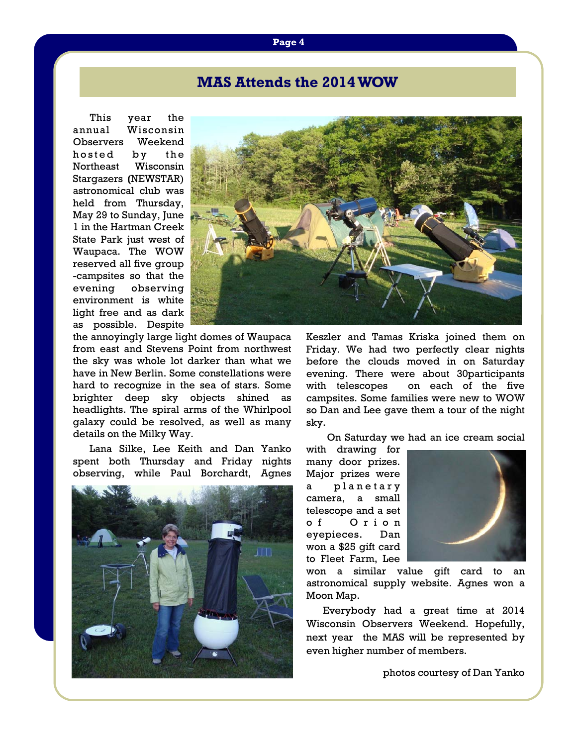## MAS Attends the 2014 WOW

This year the annual Wisconsin Observers Weekend hosted by the Northeast Wisconsin Stargazers (NEWSTAR) astronomical club was held from Thursday, May 29 to Sunday, June 1 in the Hartman Creek State Park just west of Waupaca. The WOW reserved all five group -campsites so that the evening observing environment is white light free and as dark as possible. Despite the annoyingly large light domes of Waupaca from east and Stevens Point from northwest the sky was whole lot darker than what we have in New Berlin. Some constellations were hard to recognize in the sea of stars. Some brighter deep sky objects shined as headlights. The spiral arms of the Whirlpool galaxy could be resolved, as well as many details on the Milky Way.

Lana Silke, Lee Keith and Dan Yanko spent both Thursday and Friday nights observing, while Paul Borchardt, Agnes Keszler and Tamas Kriska joined them on Friday. We had two perfectly clear nights before the clouds moved in on Saturday evening. There were about 30participants with telescopes on each of the five campsites. Some families were new to WOW so Dan and Lee gave them a tour of the night sky.

On Saturday we had an ice cream social with drawing for many door prizes. Major prizes were a planetary camera, a small telescope and a set of Orion eyepieces. Dan won a $25 gift card to Fleet Farm, Lee won a similar value gift card to an astronomical supply website. Agnes won a Moon Map.

Everybody had a great time at 2014 Wisconsin Observers Weekend. Hopefully, next year the MAS will be represented by even higher number of members.

photos courtesy of Dan Yanko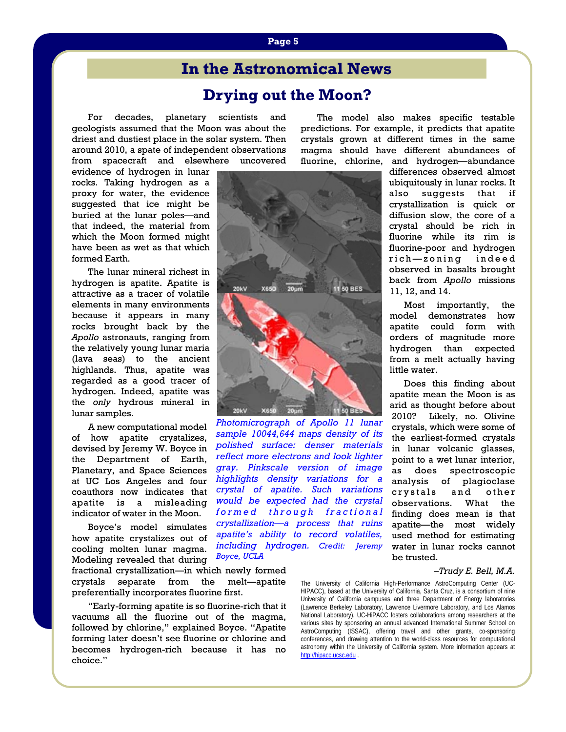# In the Astronomical News

## Drying out the Moon?

For decades, planetary scientists and geologists assumed that the Moon was about the driest and dustiest place in the solar system. Then around 2010, a spate of independent observations from spacecraft and elsewhere uncovered evidence of hydrogen in lunar rocks. Taking hydrogen as a proxy for water, the evidence suggested that ice might be buried at the lunar poles—and that indeed, the material from which the Moon formed might have been as wet as that which formed Earth.

The lunar mineral richest in hydrogen is apatite. Apatite is attractive as a tracer of volatile elements in many environments because it appears in many rocks brought back by the *Apollo* astronauts, ranging from the relatively young lunar maria (lava seas) to the ancient highlands. Thus, apatite was regarded as a good tracer of hydrogen. Indeed, apatite was the *only* hydrous mineral in lunar samples.

A new computational model of how apatite crystalizes, devised by Jeremy W. Boyce in the Department of Earth, Planetary, and Space Sciences at UC Los Angeles and four coauthors now indicates that apatite is a misleading indicator of water in the Moon.

Boyce's model simulates how apatite crystalizes out of cooling molten lunar magma. Modeling revealed that during fractional crystallization—in which newly formed crystals separate from the melt—apatite preferentially incorporates fluorine first.

"Early-forming apatite is so fluorine-rich that it vacuums all the fluorine out of the magma, followed by chlorine," explained Boyce. "Apatite forming later doesn't see fluorine or chlorine and becomes hydrogen-rich because it has no choice."

*Photomicrograph of Apollo 11 lunar sample 10044,644 maps density of its polished surface: denser materials reflect more electrons and look lighter gray. Pinkscale version of image highlights density variations for a crystal of apatite. Such variations would be expected had the crystal formed through fractional crystallization—a process that ruins apatite's ability to record volatiles, including hydrogen. Credit: Jeremy Boyce, UCLA*

The model also makes specific testable predictions. For example, it predicts that apatite crystals grown at different times in the same magma should have different abundances of fluorine, chlorine, and hydrogen—abundance differences observed almost ubiquitously in lunar rocks. It also suggests that if crystallization is quick or diffusion slow, the core of a crystal should be rich in fluorine while its rim is fluorine-poor and hydrogen rich—zoning indeed observed in basalts brought back from *Apollo* missions 11, 12, and 14.

Most importantly, the model demonstrates how apatite could form with orders of magnitude more hydrogen than expected from a melt actually having little water.

Does this finding about apatite mean the Moon is as arid as thought before about 2010? Likely, no. Olivine crystals, which were some of the earliest-formed crystals in lunar volcanic glasses, point to a wet lunar interior, as does spectroscopic analysis of plagioclase crystals and other observations. What the finding does mean is that apatite—the most widely used method for estimating water in lunar rocks cannot be trusted.

*–Trudy E. Bell, M.A.*

The University of California High-Performance AstroComputing Center (UC-HIPACC), based at the University of California, Santa Cruz, is a consortium of nine University of California campuses and three Department of Energy laboratories (Lawrence Berkeley Laboratory, Lawrence Livermore Laboratory, and Los Alamos National Laboratory). UC-HiPACC fosters collaborations among researchers at the various sites by sponsoring an annual advanced International Summer School on AstroComputing (ISSAC), offering travel and other grants, co-sponsoring conferences, and drawing attention to the world-class resources for computational astronomy within the University of California system. More information appears at http://hipacc.ucsc.edu .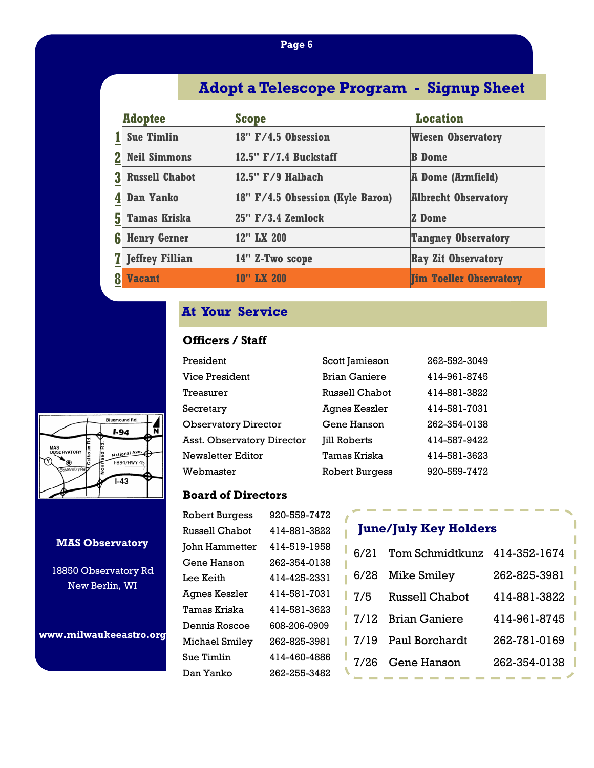## Adopt a Telescope Program - Signup Sheet

| | Adoptee | Scope | Location |
|---|---|---|---|
| 1 | Sue Timlin | 18" F/4.5 Obsession | Wiesen Observatory |
| 2 | Neil Simmons | 12.5" F/7.4 Buckstaff | B Dome |
| 3 | Russell Chabot | 12.5" F/9 Halbach | A Dome (Armfield) |
| 4 | Dan Yanko | 18" F/4.5 Obsession (Kyle Baron) | Albrecht Observatory |
| 5 | Tamas Kriska | 25" F/3.4 Zemlock | Z Dome |
| 6 | Henry Gerner | 12" LX 200 | Tangney Observatory |
| 7 | Jeffrey Fillian | 14" Z-Two scope | Ray Zit Observatory |
| 8 | Vacant | 10" LX 200 | Jim Toeller Observatory |

## At Your Service

### Officers / Staff

| | | |
|---|---|---|
| President | Scott Jamieson | 262-592-3049 |
| Vice President | Brian Ganiere | 414-961-8745 |
| Treasurer | Russell Chabot | 414-881-3822 |
| Secretary | Agnes Keszler | 414-581-7031 |
| Observatory Director | Gene Hanson | 262-354-0138 |
| Asst. Observatory Director | Jill Roberts | 414-587-9422 |
| Newsletter Editor | Tamas Kriska | 414-581-3623 |
| Webmaster | Robert Burgess | 920-559-7472 |

### Board of Directors

| | |
|---|---|
| Robert Burgess | 920-559-7472 |
| Russell Chabot | 414-881-3822 |
| John Hammetter | 414-519-1958 |
| Gene Hanson | 262-354-0138 |
| Lee Keith | 414-425-2331 |
| Agnes Keszler | 414-581-7031 |
| Tamas Kriska | 414-581-3623 |
| Dennis Roscoe | 608-206-0909 |
| Michael Smiley | 262-825-3981 |
| Sue Timlin | 414-460-4886 |
| Dan Yanko | 262-255-3482 |

### June/July Key Holders

| | | |
|---|---|---|
| 6/21 | Tom Schmidtkunz | 414-352-1674 |
| 6/28 | Mike Smiley | 262-825-3981 |
| 7/5 | Russell Chabot | 414-881-3822 |
| 7/12 | Brian Ganiere | 414-961-8745 |
| 7/19 | Paul Borchardt | 262-781-0169 |
| 7/26 | Gene Hanson | 262-354-0138 |

Bluemound Rd.
I-94
N
MAS OBSERVATORY
Calhoun Rd.
Moorland Rd.
National Ave.
I-894/HWY 45
Y
Observatory Rd
I-43

**MAS Observatory**

18850 Observatory Rd
New Berlin, WI

**www.milwaukeeastro.org**